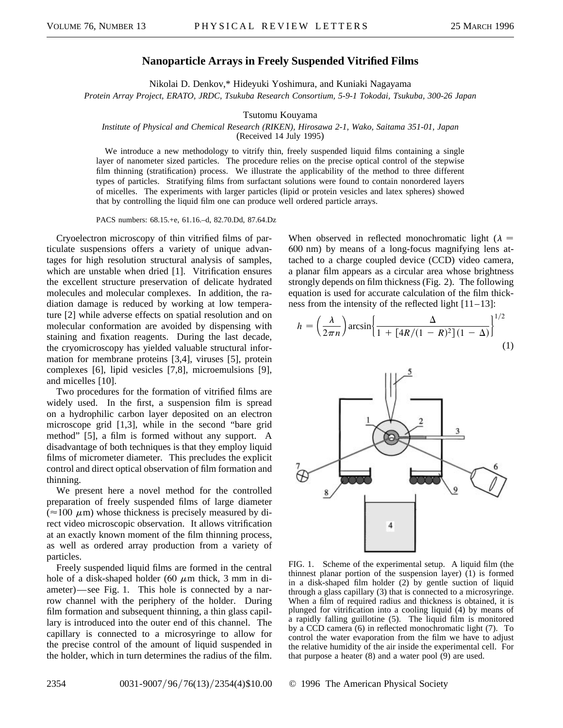# Nanoparticle Arrays in Freely Suspended Vitrified Films

Nikolai D. Denkov,* Hideyuki Yoshimura, and Kuniaki Nagayama

*Protein Array Project, ERATO, JRDC, Tsukuba Research Consortium, 5-9-1 Tokodai, Tsukuba, 300-26 Japan*

Tsutomu Kouyama

*Institute of Physical and Chemical Research (RIKEN), Hirosawa 2-1, Wako, Saitama 351-01, Japan*

(Received 14 July 1995)

We introduce a new methodology to vitrify thin, freely suspended liquid films containing a single layer of nanometer sized particles. The procedure relies on the precise optical control of the stepwise film thinning (stratification) process. We illustrate the applicability of the method to three different types of particles. Stratifying films from surfactant solutions were found to contain nonordered layers of micelles. The experiments with larger particles (lipid or protein vesicles and latex spheres) showed that by controlling the liquid film one can produce well ordered particle arrays.

PACS numbers: 68.15.+e, 61.16.–d, 82.70.Dd, 87.64.Dz

Cryoelectron microscopy of thin vitrified films of particulate suspensions offers a variety of unique advantages for high resolution structural analysis of samples, which are unstable when dried [1]. Vitrification ensures the excellent structure preservation of delicate hydrated molecules and molecular complexes. In addition, the radiation damage is reduced by working at low temperature [2] while adverse effects on spatial resolution and on molecular conformation are avoided by dispensing with staining and fixation reagents. During the last decade, the cryomicroscopy has yielded valuable structural information for membrane proteins [3,4], viruses [5], protein complexes [6], lipid vesicles [7,8], microemulsions [9], and micelles [10].

Two procedures for the formation of vitrified films are widely used. In the first, a suspension film is spread on a hydrophilic carbon layer deposited on an electron microscope grid [1,3], while in the second "bare grid method" [5], a film is formed without any support. A disadvantage of both techniques is that they employ liquid films of micrometer diameter. This precludes the explicit control and direct optical observation of film formation and thinning.

We present here a novel method for the controlled preparation of freely suspended films of large diameter ($\approx 100\ \mu$m) whose thickness is precisely measured by direct video microscopic observation. It allows vitrification at an exactly known moment of the film thinning process, as well as ordered array production from a variety of particles.

Freely suspended liquid films are formed in the central hole of a disk-shaped holder (60 $\mu$m thick, 3 mm in diameter)—see Fig. 1. This hole is connected by a narrow channel with the periphery of the holder. During film formation and subsequent thinning, a thin glass capillary is introduced into the outer end of this channel. The capillary is connected to a microsyringe to allow for the precise control of the amount of liquid suspended in the holder, which in turn determines the radius of the film. When observed in reflected monochromatic light ($\lambda = 600$ nm) by means of a long-focus magnifying lens attached to a charge coupled device (CCD) video camera, a planar film appears as a circular area whose brightness strongly depends on film thickness (Fig. 2). The following equation is used for accurate calculation of the film thickness from the intensity of the reflected light [11–13]:

$$h = \left(\frac{\lambda}{2\pi n}\right) \arcsin\left\{\frac{\Delta}{1 + [4R/(1-R)^2](1-\Delta)}\right\}^{1/2} \tag{1}$$

FIG. 1. Scheme of the experimental setup. A liquid film (the thinnest planar portion of the suspension layer) (1) is formed in a disk-shaped film holder (2) by gentle suction of liquid through a glass capillary (3) that is connected to a microsyringe. When a film of required radius and thickness is obtained, it is plunged for vitrification into a cooling liquid (4) by means of a rapidly falling guillotine (5). The liquid film is monitored by a CCD camera (6) in reflected monochromatic light (7). To control the water evaporation from the film we have to adjust the relative humidity of the air inside the experimental cell. For that purpose a heater (8) and a water pool (9) are used.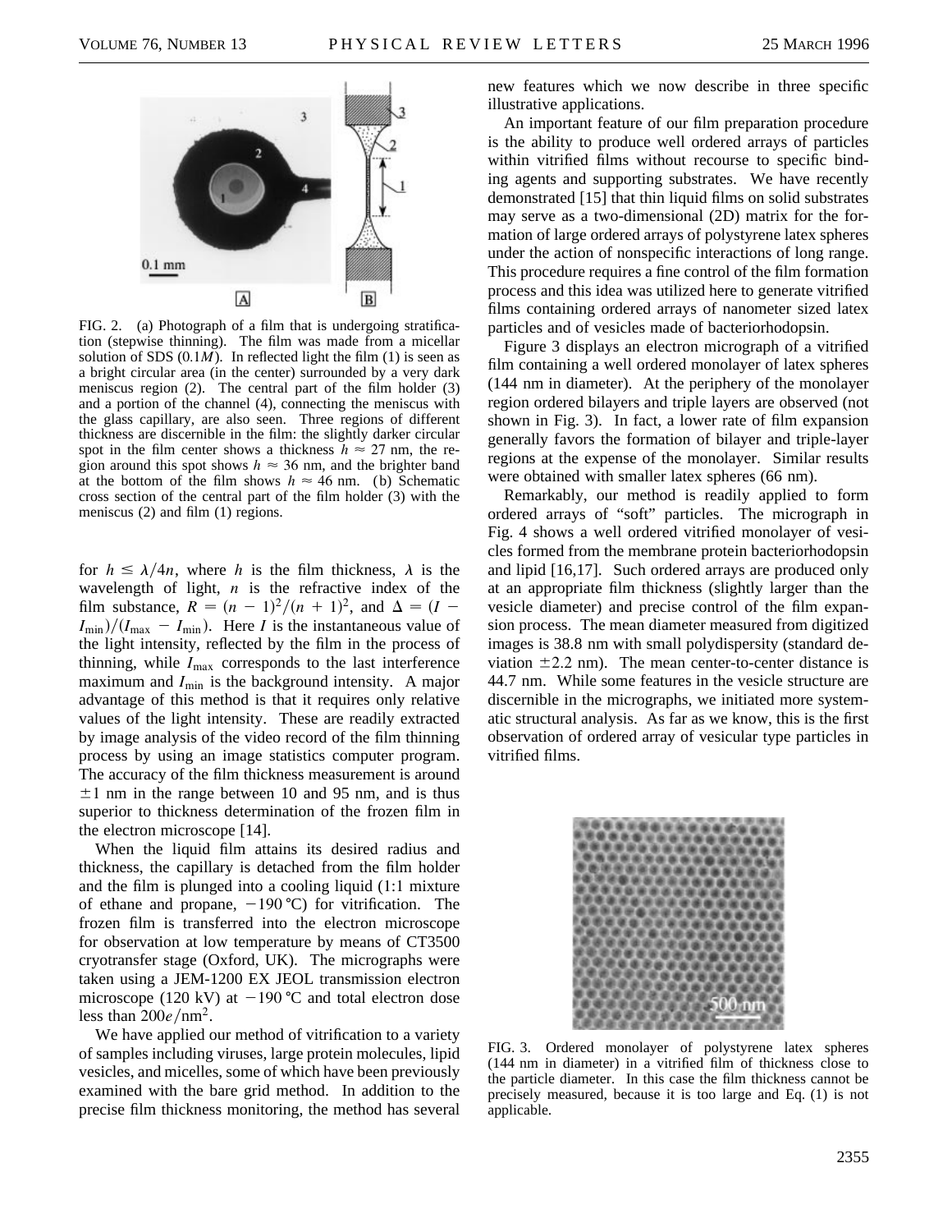FIG. 2. (a) Photograph of a film that is undergoing stratification (stepwise thinning). The film was made from a micellar solution of SDS ($0.1M$). In reflected light the film (1) is seen as a bright circular area (in the center) surrounded by a very dark meniscus region (2). The central part of the film holder (3) and a portion of the channel (4), connecting the meniscus with the glass capillary, are also seen. Three regions of different thickness are discernible in the film: the slightly darker circular spot in the film center shows a thickness $h \approx 27$ nm, the region around this spot shows $h \approx 36$ nm, and the brighter band at the bottom of the film shows $h \approx 46$ nm. (b) Schematic cross section of the central part of the film holder (3) with the meniscus (2) and film (1) regions.

for $h \leq \lambda/4n$, where $h$ is the film thickness, $\lambda$ is the wavelength of light, $n$ is the refractive index of the film substance, $R = (n-1)^2/(n+1)^2$, and $\Delta = (I - I_{\min})/(I_{\max} - I_{\min})$. Here $I$ is the instantaneous value of the light intensity, reflected by the film in the process of thinning, while $I_{\max}$ corresponds to the last interference maximum and $I_{\min}$ is the background intensity. A major advantage of this method is that it requires only relative values of the light intensity. These are readily extracted by image analysis of the video record of the film thinning process by using an image statistics computer program. The accuracy of the film thickness measurement is around $\pm 1$ nm in the range between 10 and 95 nm, and is thus superior to thickness determination of the frozen film in the electron microscope [14].

When the liquid film attains its desired radius and thickness, the capillary is detached from the film holder and the film is plunged into a cooling liquid (1:1 mixture of ethane and propane, $-190\,^{\circ}$C) for vitrification. The frozen film is transferred into the electron microscope for observation at low temperature by means of CT3500 cryotransfer stage (Oxford, UK). The micrographs were taken using a JEM-1200 EX JEOL transmission electron microscope (120 kV) at $-190\,^{\circ}$C and total electron dose less than $200 e/\text{nm}^2$.

We have applied our method of vitrification to a variety of samples including viruses, large protein molecules, lipid vesicles, and micelles, some of which have been previously examined with the bare grid method. In addition to the precise film thickness monitoring, the method has several new features which we now describe in three specific illustrative applications.

An important feature of our film preparation procedure is the ability to produce well ordered arrays of particles within vitrified films without recourse to specific binding agents and supporting substrates. We have recently demonstrated [15] that thin liquid films on solid substrates may serve as a two-dimensional (2D) matrix for the formation of large ordered arrays of polystyrene latex spheres under the action of nonspecific interactions of long range. This procedure requires a fine control of the film formation process and this idea was utilized here to generate vitrified films containing ordered arrays of nanometer sized latex particles and of vesicles made of bacteriorhodopsin.

Figure 3 displays an electron micrograph of a vitrified film containing a well ordered monolayer of latex spheres (144 nm in diameter). At the periphery of the monolayer region ordered bilayers and triple layers are observed (not shown in Fig. 3). In fact, a lower rate of film expansion generally favors the formation of bilayer and triple-layer regions at the expense of the monolayer. Similar results were obtained with smaller latex spheres (66 nm).

Remarkably, our method is readily applied to form ordered arrays of "soft" particles. The micrograph in Fig. 4 shows a well ordered vitrified monolayer of vesicles formed from the membrane protein bacteriorhodopsin and lipid [16,17]. Such ordered arrays are produced only at an appropriate film thickness (slightly larger than the vesicle diameter) and precise control of the film expansion process. The mean diameter measured from digitized images is 38.8 nm with small polydispersity (standard deviation $\pm 2.2$ nm). The mean center-to-center distance is 44.7 nm. While some features in the vesicle structure are discernible in the micrographs, we initiated more systematic structural analysis. As far as we know, this is the first observation of ordered array of vesicular type particles in vitrified films.

FIG. 3. Ordered monolayer of polystyrene latex spheres (144 nm in diameter) in a vitrified film of thickness close to the particle diameter. In this case the film thickness cannot be precisely measured, because it is too large and Eq. (1) is not applicable.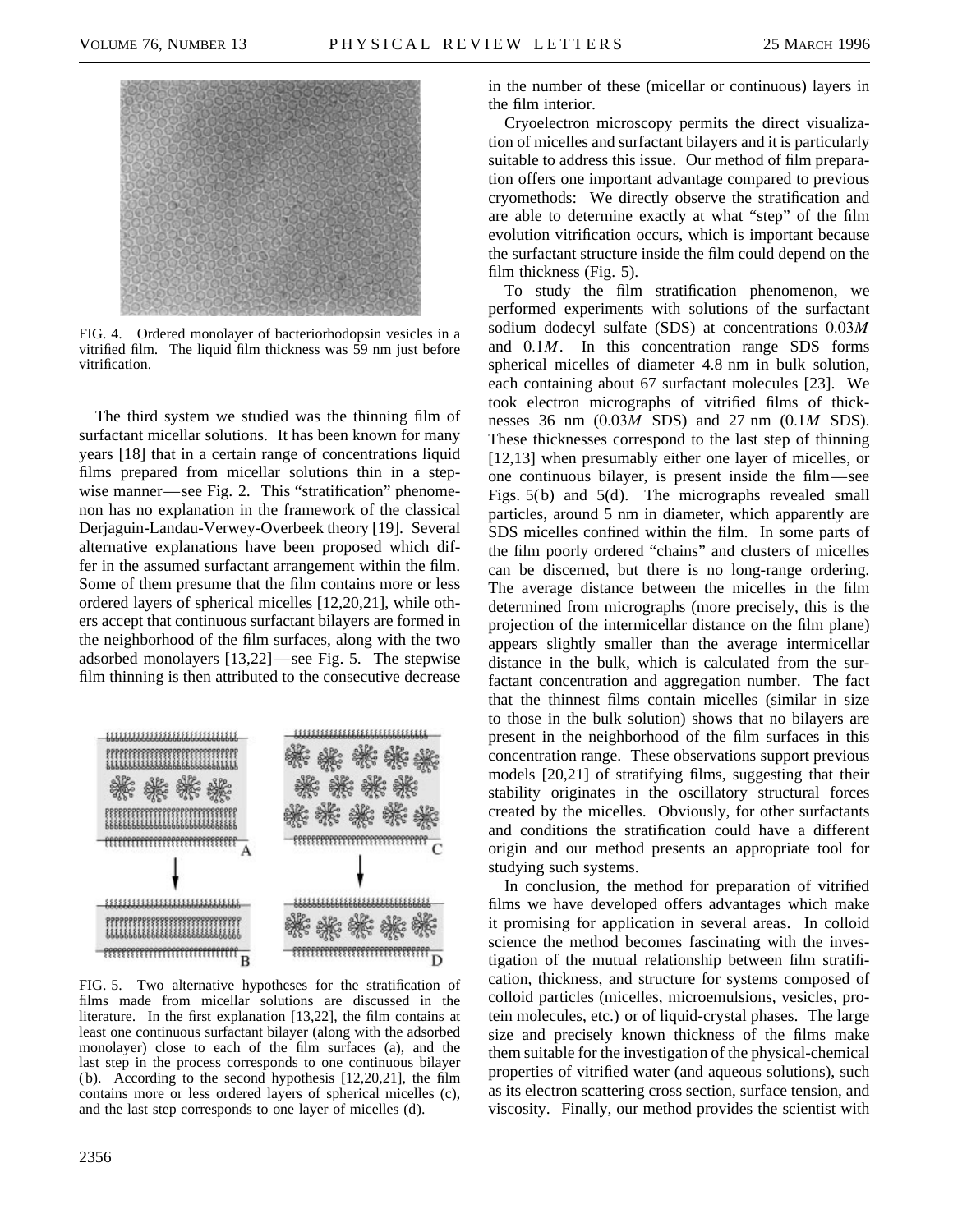FIG. 4. Ordered monolayer of bacteriorhodopsin vesicles in a vitrified film. The liquid film thickness was 59 nm just before vitrification.

The third system we studied was the thinning film of surfactant micellar solutions. It has been known for many years [18] that in a certain range of concentrations liquid films prepared from micellar solutions thin in a stepwise manner—see Fig. 2. This "stratification" phenomenon has no explanation in the framework of the classical Derjaguin-Landau-Verwey-Overbeek theory [19]. Several alternative explanations have been proposed which differ in the assumed surfactant arrangement within the film. Some of them presume that the film contains more or less ordered layers of spherical micelles [12,20,21], while others accept that continuous surfactant bilayers are formed in the neighborhood of the film surfaces, along with the two adsorbed monolayers [13,22]—see Fig. 5. The stepwise film thinning is then attributed to the consecutive decrease in the number of these (micellar or continuous) layers in the film interior.

FIG. 5. Two alternative hypotheses for the stratification of films made from micellar solutions are discussed in the literature. In the first explanation [13,22], the film contains at least one continuous surfactant bilayer (along with the adsorbed monolayer) close to each of the film surfaces (a), and the last step in the process corresponds to one continuous bilayer (b). According to the second hypothesis [12,20,21], the film contains more or less ordered layers of spherical micelles (c), and the last step corresponds to one layer of micelles (d).

Cryoelectron microscopy permits the direct visualization of micelles and surfactant bilayers and it is particularly suitable to address this issue. Our method of film preparation offers one important advantage compared to previous cryomethods: We directly observe the stratification and are able to determine exactly at what "step" of the film evolution vitrification occurs, which is important because the surfactant structure inside the film could depend on the film thickness (Fig. 5).

To study the film stratification phenomenon, we performed experiments with solutions of the surfactant sodium dodecyl sulfate (SDS) at concentrations $0.03M$ and $0.1M$. In this concentration range SDS forms spherical micelles of diameter 4.8 nm in bulk solution, each containing about 67 surfactant molecules [23]. We took electron micrographs of vitrified films of thicknesses 36 nm ($0.03M$ SDS) and 27 nm ($0.1M$ SDS). These thicknesses correspond to the last step of thinning [12,13] when presumably either one layer of micelles, or one continuous bilayer, is present inside the film—see Figs. 5(b) and 5(d). The micrographs revealed small particles, around 5 nm in diameter, which apparently are SDS micelles confined within the film. In some parts of the film poorly ordered "chains" and clusters of micelles can be discerned, but there is no long-range ordering. The average distance between the micelles in the film determined from micrographs (more precisely, this is the projection of the intermicellar distance on the film plane) appears slightly smaller than the average intermicellar distance in the bulk, which is calculated from the surfactant concentration and aggregation number. The fact that the thinnest films contain micelles (similar in size to those in the bulk solution) shows that no bilayers are present in the neighborhood of the film surfaces in this concentration range. These observations support previous models [20,21] of stratifying films, suggesting that their stability originates in the oscillatory structural forces created by the micelles. Obviously, for other surfactants and conditions the stratification could have a different origin and our method presents an appropriate tool for studying such systems.

In conclusion, the method for preparation of vitrified films we have developed offers advantages which make it promising for application in several areas. In colloid science the method becomes fascinating with the investigation of the mutual relationship between film stratification, thickness, and structure for systems composed of colloid particles (micelles, microemulsions, vesicles, protein molecules, etc.) or of liquid-crystal phases. The large size and precisely known thickness of the films make them suitable for the investigation of the physical-chemical properties of vitrified water (and aqueous solutions), such as its electron scattering cross section, surface tension, and viscosity. Finally, our method provides the scientist with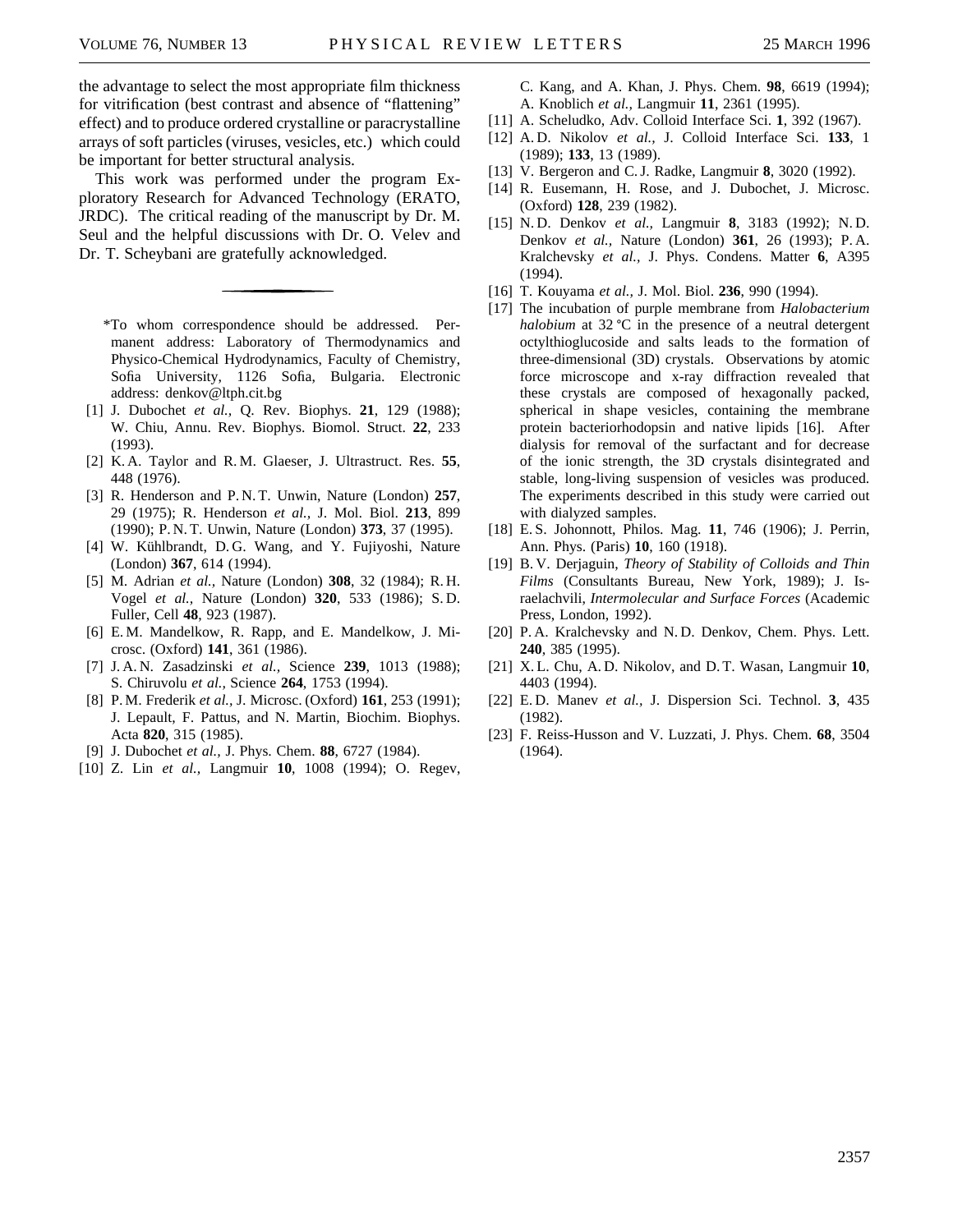the advantage to select the most appropriate film thickness for vitrification (best contrast and absence of "flattening" effect) and to produce ordered crystalline or paracrystalline arrays of soft particles (viruses, vesicles, etc.) which could be important for better structural analysis.

This work was performed under the program Exploratory Research for Advanced Technology (ERATO, JRDC). The critical reading of the manuscript by Dr. M. Seul and the helpful discussions with Dr. O. Velev and Dr. T. Scheybani are gratefully acknowledged.

---

*To whom correspondence should be addressed. Permanent address: Laboratory of Thermodynamics and Physico-Chemical Hydrodynamics, Faculty of Chemistry, Sofia University, 1126 Sofia, Bulgaria. Electronic address: denkov@ltph.cit.bg

[1] J. Dubochet *et al.,* Q. Rev. Biophys. **21**, 129 (1988); W. Chiu, Annu. Rev. Biophys. Biomol. Struct. **22**, 233 (1993).

[2] K. A. Taylor and R. M. Glaeser, J. Ultrastruct. Res. **55**, 448 (1976).

[3] R. Henderson and P. N. T. Unwin, Nature (London) **257**, 29 (1975); R. Henderson *et al.,* J. Mol. Biol. **213**, 899 (1990); P. N. T. Unwin, Nature (London) **373**, 37 (1995).

[4] W. Kühlbrandt, D. G. Wang, and Y. Fujiyoshi, Nature (London) **367**, 614 (1994).

[5] M. Adrian *et al.,* Nature (London) **308**, 32 (1984); R. H. Vogel *et al.,* Nature (London) **320**, 533 (1986); S. D. Fuller, Cell **48**, 923 (1987).

[6] E. M. Mandelkow, R. Rapp, and E. Mandelkow, J. Microsc. (Oxford) **141**, 361 (1986).

[7] J. A. N. Zasadzinski *et al.,* Science **239**, 1013 (1988); S. Chiruvolu *et al.,* Science **264**, 1753 (1994).

[8] P. M. Frederik *et al.,* J. Microsc. (Oxford) **161**, 253 (1991); J. Lepault, F. Pattus, and N. Martin, Biochim. Biophys. Acta **820**, 315 (1985).

[9] J. Dubochet *et al.,* J. Phys. Chem. **88**, 6727 (1984).

[10] Z. Lin *et al.,* Langmuir **10**, 1008 (1994); O. Regev, C. Kang, and A. Khan, J. Phys. Chem. **98**, 6619 (1994); A. Knoblich *et al.,* Langmuir **11**, 2361 (1995).

[11] A. Scheludko, Adv. Colloid Interface Sci. **1**, 392 (1967).

[12] A. D. Nikolov *et al.,* J. Colloid Interface Sci. **133**, 1 (1989); **133**, 13 (1989).

[13] V. Bergeron and C. J. Radke, Langmuir **8**, 3020 (1992).

[14] R. Eusemann, H. Rose, and J. Dubochet, J. Microsc. (Oxford) **128**, 239 (1982).

[15] N. D. Denkov *et al.,* Langmuir **8**, 3183 (1992); N. D. Denkov *et al.,* Nature (London) **361**, 26 (1993); P. A. Kralchevsky *et al.,* J. Phys. Condens. Matter **6**, A395 (1994).

[16] T. Kouyama *et al.,* J. Mol. Biol. **236**, 990 (1994).

[17] The incubation of purple membrane from *Halobacterium halobium* at 32 °C in the presence of a neutral detergent octylthioglucoside and salts leads to the formation of three-dimensional (3D) crystals. Observations by atomic force microscope and x-ray diffraction revealed that these crystals are composed of hexagonally packed, spherical in shape vesicles, containing the membrane protein bacteriorhodopsin and native lipids [16]. After dialysis for removal of the surfactant and for decrease of the ionic strength, the 3D crystals disintegrated and stable, long-living suspension of vesicles was produced. The experiments described in this study were carried out with dialyzed samples.

[18] E. S. Johonnott, Philos. Mag. **11**, 746 (1906); J. Perrin, Ann. Phys. (Paris) **10**, 160 (1918).

[19] B. V. Derjaguin, *Theory of Stability of Colloids and Thin Films* (Consultants Bureau, New York, 1989); J. Israelachvili, *Intermolecular and Surface Forces* (Academic Press, London, 1992).

[20] P. A. Kralchevsky and N. D. Denkov, Chem. Phys. Lett. **240**, 385 (1995).

[21] X. L. Chu, A. D. Nikolov, and D. T. Wasan, Langmuir **10**, 4403 (1994).

[22] E. D. Manev *et al.,* J. Dispersion Sci. Technol. **3**, 435 (1982).

[23] F. Reiss-Husson and V. Luzzati, J. Phys. Chem. **68**, 3504 (1964).